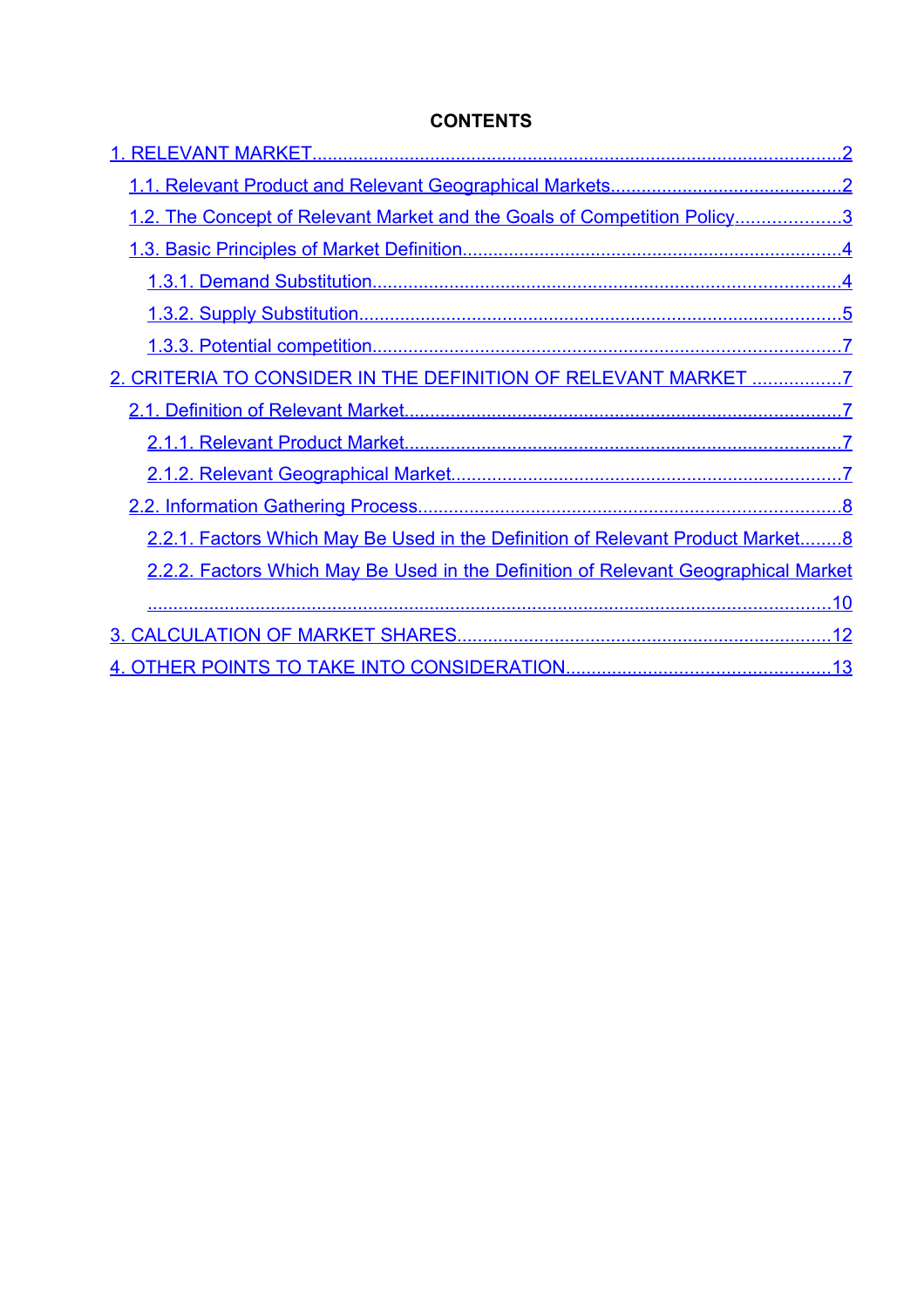**CONTENTS**

1. RELEVANT MARKET.....2
   - 1.1. Relevant Product and Relevant Geographical Markets.....2
   - 1.2. The Concept of Relevant Market and the Goals of Competition Policy.....3
   - 1.3. Basic Principles of Market Definition.....4
     - 1.3.1. Demand Substitution.....4
     - 1.3.2. Supply Substitution.....5
     - 1.3.3. Potential competition.....7
2. CRITERIA TO CONSIDER IN THE DEFINITION OF RELEVANT MARKET.....7
   - 2.1. Definition of Relevant Market.....7
     - 2.1.1. Relevant Product Market.....7
     - 2.1.2. Relevant Geographical Market.....7
   - 2.2. Information Gathering Process.....8
     - 2.2.1. Factors Which May Be Used in the Definition of Relevant Product Market.....8
     - 2.2.2. Factors Which May Be Used in the Definition of Relevant Geographical Market.....10
3. CALCULATION OF MARKET SHARES.....12
4. OTHER POINTS TO TAKE INTO CONSIDERATION.....13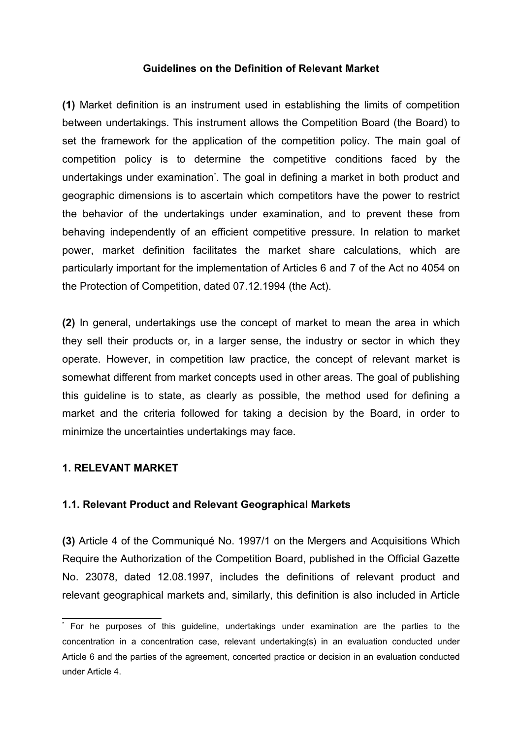**Guidelines on the Definition of Relevant Market**

**(1)** Market definition is an instrument used in establishing the limits of competition between undertakings. This instrument allows the Competition Board (the Board) to set the framework for the application of the competition policy. The main goal of competition policy is to determine the competitive conditions faced by the undertakings under examination*. The goal in defining a market in both product and geographic dimensions is to ascertain which competitors have the power to restrict the behavior of the undertakings under examination, and to prevent these from behaving independently of an efficient competitive pressure. In relation to market power, market definition facilitates the market share calculations, which are particularly important for the implementation of Articles 6 and 7 of the Act no 4054 on the Protection of Competition, dated 07.12.1994 (the Act).

**(2)** In general, undertakings use the concept of market to mean the area in which they sell their products or, in a larger sense, the industry or sector in which they operate. However, in competition law practice, the concept of relevant market is somewhat different from market concepts used in other areas. The goal of publishing this guideline is to state, as clearly as possible, the method used for defining a market and the criteria followed for taking a decision by the Board, in order to minimize the uncertainties undertakings may face.

## 1. RELEVANT MARKET

### 1.1. Relevant Product and Relevant Geographical Markets

**(3)** Article 4 of the Communiqué No. 1997/1 on the Mergers and Acquisitions Which Require the Authorization of the Competition Board, published in the Official Gazette No. 23078, dated 12.08.1997, includes the definitions of relevant product and relevant geographical markets and, similarly, this definition is also included in Article

---

* For he purposes of this guideline, undertakings under examination are the parties to the concentration in a concentration case, relevant undertaking(s) in an evaluation conducted under Article 6 and the parties of the agreement, concerted practice or decision in an evaluation conducted under Article 4.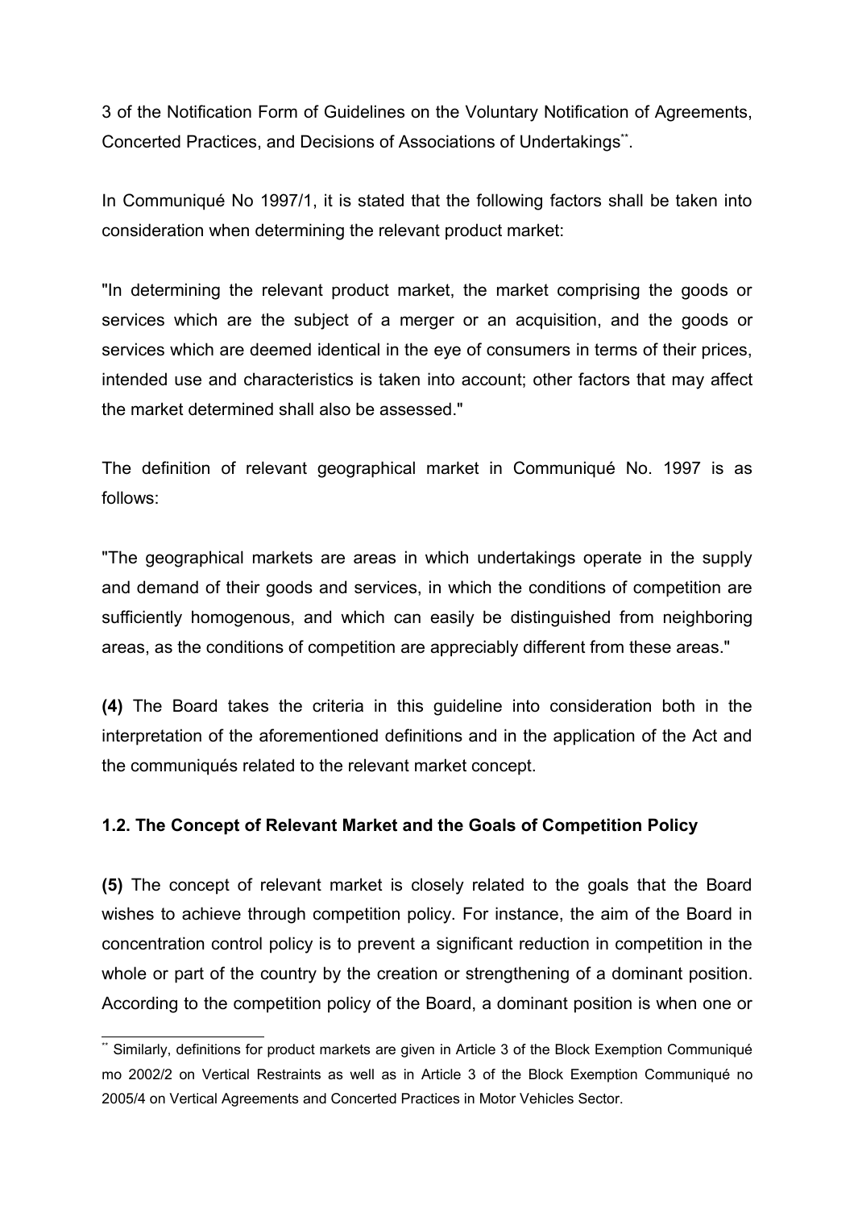3 of the Notification Form of Guidelines on the Voluntary Notification of Agreements, Concerted Practices, and Decisions of Associations of Undertakings[**].

In Communiqué No 1997/1, it is stated that the following factors shall be taken into consideration when determining the relevant product market:

"In determining the relevant product market, the market comprising the goods or services which are the subject of a merger or an acquisition, and the goods or services which are deemed identical in the eye of consumers in terms of their prices, intended use and characteristics is taken into account; other factors that may affect the market determined shall also be assessed."

The definition of relevant geographical market in Communiqué No. 1997 is as follows:

"The geographical markets are areas in which undertakings operate in the supply and demand of their goods and services, in which the conditions of competition are sufficiently homogenous, and which can easily be distinguished from neighboring areas, as the conditions of competition are appreciably different from these areas."

**(4)** The Board takes the criteria in this guideline into consideration both in the interpretation of the aforementioned definitions and in the application of the Act and the communiqués related to the relevant market concept.

### 1.2. The Concept of Relevant Market and the Goals of Competition Policy

**(5)** The concept of relevant market is closely related to the goals that the Board wishes to achieve through competition policy. For instance, the aim of the Board in concentration control policy is to prevent a significant reduction in competition in the whole or part of the country by the creation or strengthening of a dominant position. According to the competition policy of the Board, a dominant position is when one or

---

[**] Similarly, definitions for product markets are given in Article 3 of the Block Exemption Communiqué mo 2002/2 on Vertical Restraints as well as in Article 3 of the Block Exemption Communiqué no 2005/4 on Vertical Agreements and Concerted Practices in Motor Vehicles Sector.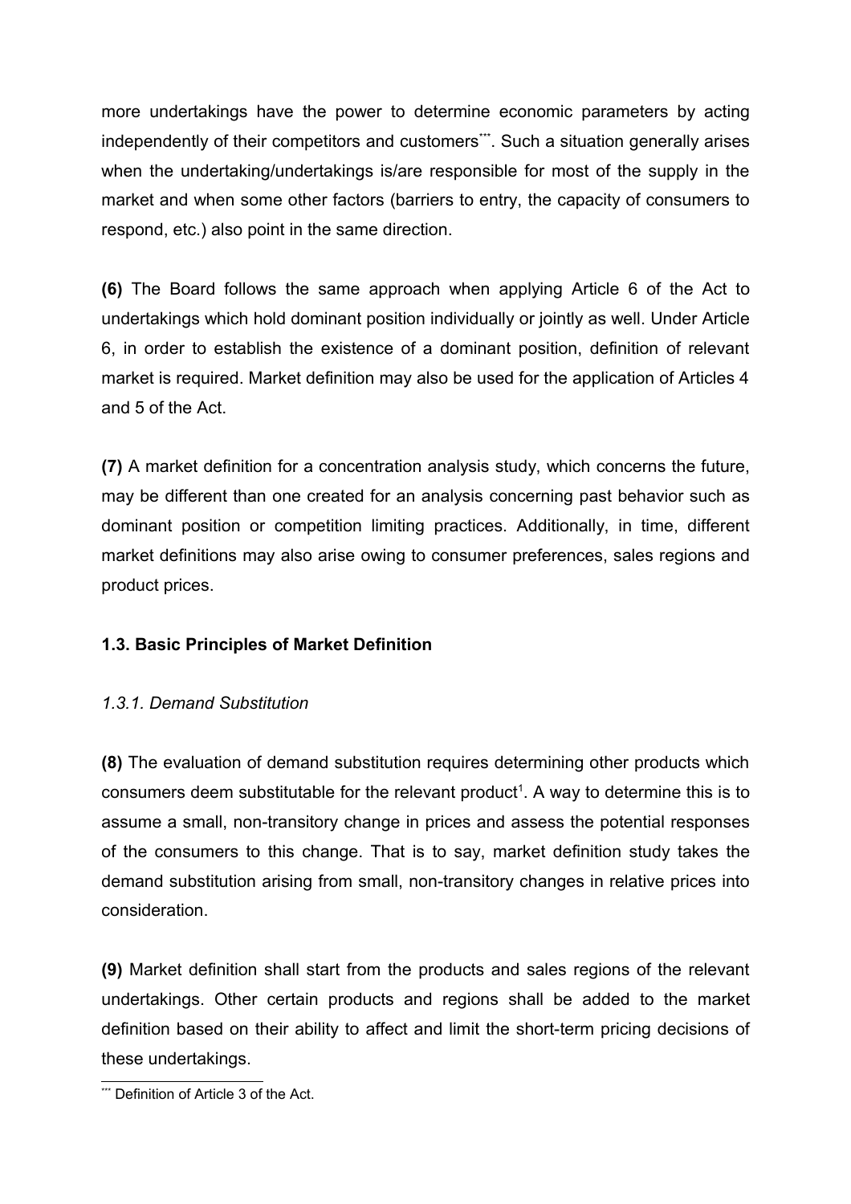more undertakings have the power to determine economic parameters by acting independently of their competitors and customers[***]. Such a situation generally arises when the undertaking/undertakings is/are responsible for most of the supply in the market and when some other factors (barriers to entry, the capacity of consumers to respond, etc.) also point in the same direction.

**(6)** The Board follows the same approach when applying Article 6 of the Act to undertakings which hold dominant position individually or jointly as well. Under Article 6, in order to establish the existence of a dominant position, definition of relevant market is required. Market definition may also be used for the application of Articles 4 and 5 of the Act.

**(7)** A market definition for a concentration analysis study, which concerns the future, may be different than one created for an analysis concerning past behavior such as dominant position or competition limiting practices. Additionally, in time, different market definitions may also arise owing to consumer preferences, sales regions and product prices.

### 1.3. Basic Principles of Market Definition

#### *1.3.1. Demand Substitution*

**(8)** The evaluation of demand substitution requires determining other products which consumers deem substitutable for the relevant product[1]. A way to determine this is to assume a small, non-transitory change in prices and assess the potential responses of the consumers to this change. That is to say, market definition study takes the demand substitution arising from small, non-transitory changes in relative prices into consideration.

**(9)** Market definition shall start from the products and sales regions of the relevant undertakings. Other certain products and regions shall be added to the market definition based on their ability to affect and limit the short-term pricing decisions of these undertakings.

---

[***] Definition of Article 3 of the Act.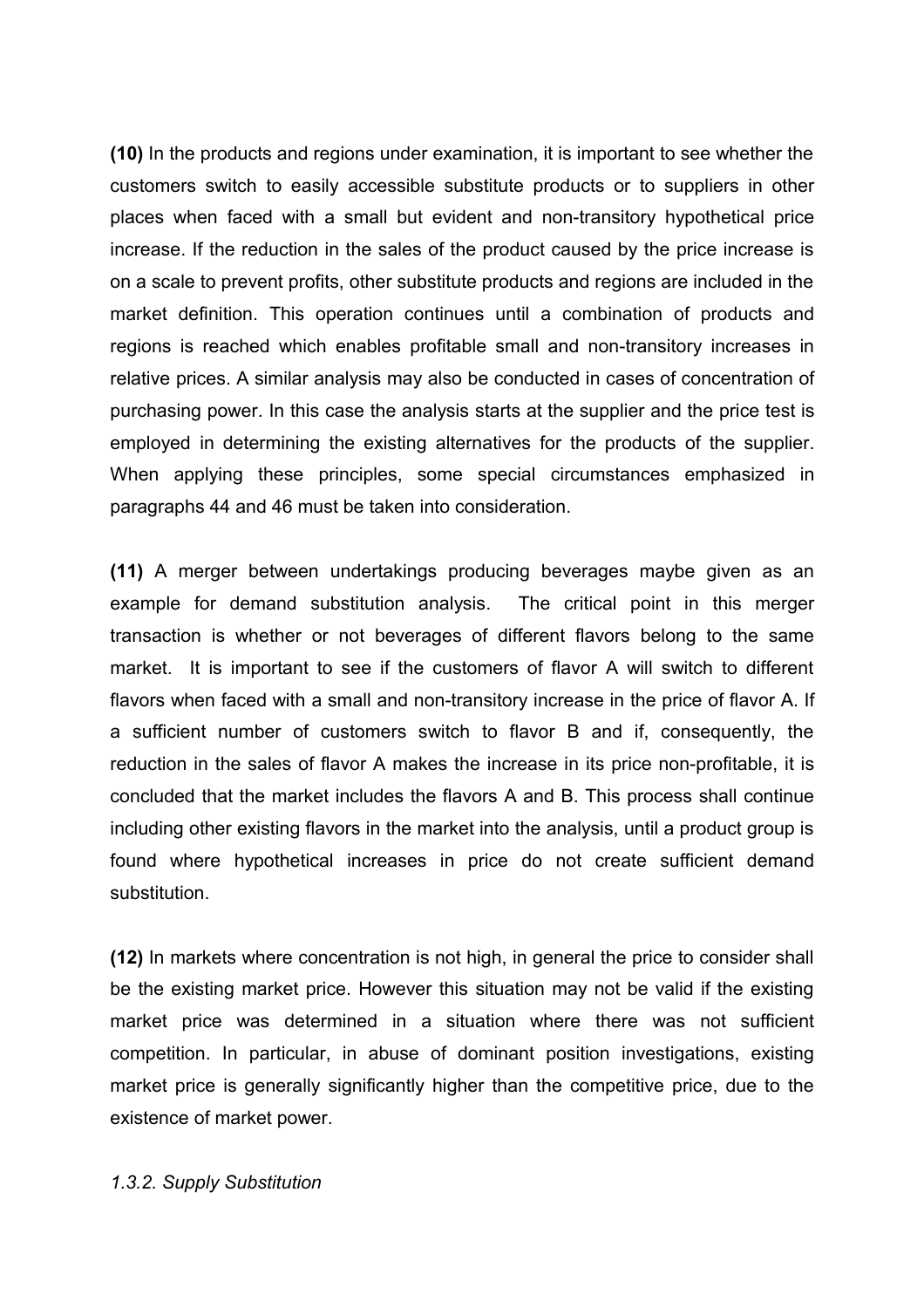**(10)** In the products and regions under examination, it is important to see whether the customers switch to easily accessible substitute products or to suppliers in other places when faced with a small but evident and non-transitory hypothetical price increase. If the reduction in the sales of the product caused by the price increase is on a scale to prevent profits, other substitute products and regions are included in the market definition. This operation continues until a combination of products and regions is reached which enables profitable small and non-transitory increases in relative prices. A similar analysis may also be conducted in cases of concentration of purchasing power. In this case the analysis starts at the supplier and the price test is employed in determining the existing alternatives for the products of the supplier. When applying these principles, some special circumstances emphasized in paragraphs 44 and 46 must be taken into consideration.

**(11)** A merger between undertakings producing beverages maybe given as an example for demand substitution analysis. The critical point in this merger transaction is whether or not beverages of different flavors belong to the same market. It is important to see if the customers of flavor A will switch to different flavors when faced with a small and non-transitory increase in the price of flavor A. If a sufficient number of customers switch to flavor B and if, consequently, the reduction in the sales of flavor A makes the increase in its price non-profitable, it is concluded that the market includes the flavors A and B. This process shall continue including other existing flavors in the market into the analysis, until a product group is found where hypothetical increases in price do not create sufficient demand substitution.

**(12)** In markets where concentration is not high, in general the price to consider shall be the existing market price. However this situation may not be valid if the existing market price was determined in a situation where there was not sufficient competition. In particular, in abuse of dominant position investigations, existing market price is generally significantly higher than the competitive price, due to the existence of market power.

*1.3.2. Supply Substitution*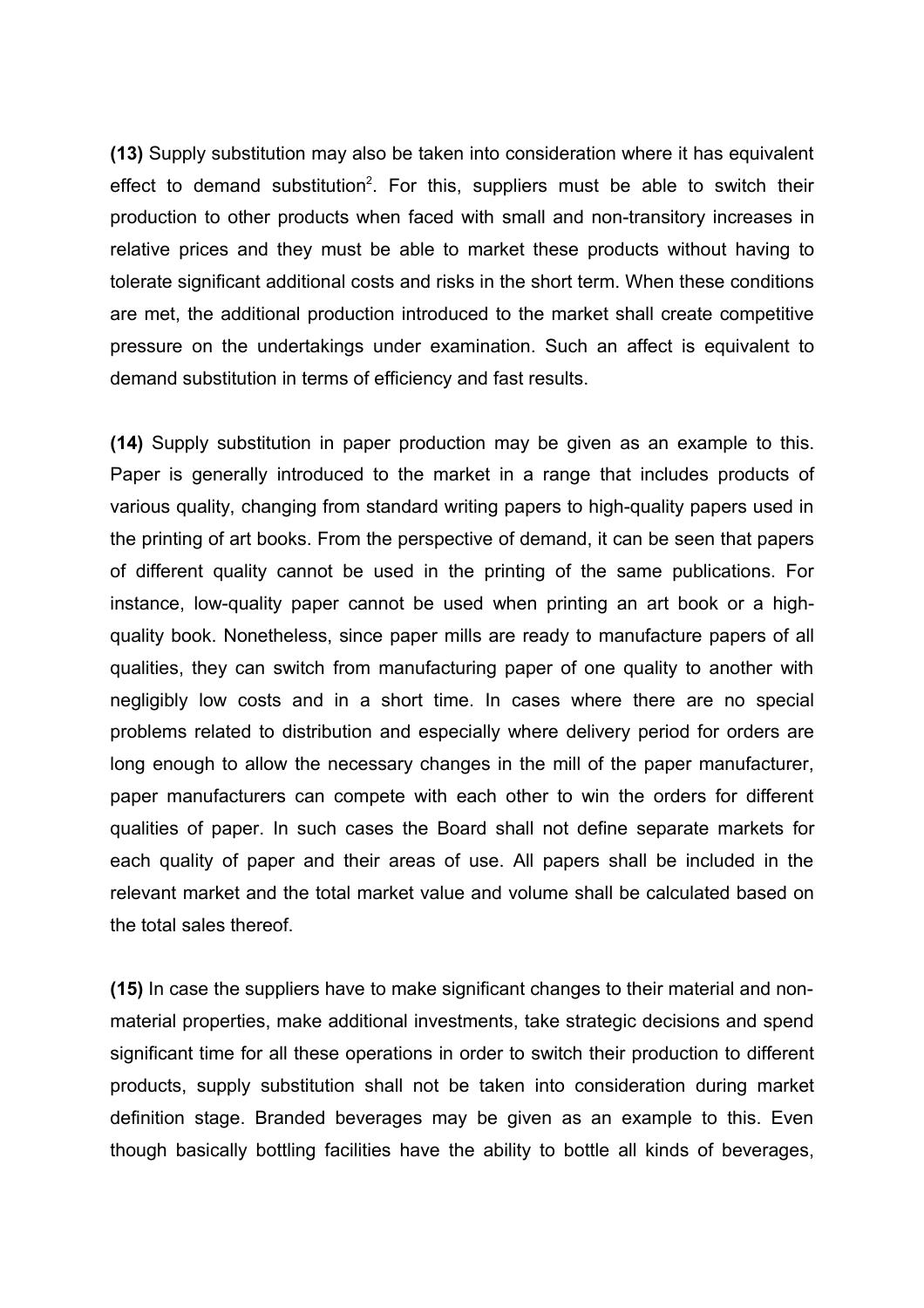**(13)** Supply substitution may also be taken into consideration where it has equivalent effect to demand substitution[2]. For this, suppliers must be able to switch their production to other products when faced with small and non-transitory increases in relative prices and they must be able to market these products without having to tolerate significant additional costs and risks in the short term. When these conditions are met, the additional production introduced to the market shall create competitive pressure on the undertakings under examination. Such an affect is equivalent to demand substitution in terms of efficiency and fast results.

**(14)** Supply substitution in paper production may be given as an example to this. Paper is generally introduced to the market in a range that includes products of various quality, changing from standard writing papers to high-quality papers used in the printing of art books. From the perspective of demand, it can be seen that papers of different quality cannot be used in the printing of the same publications. For instance, low-quality paper cannot be used when printing an art book or a high-quality book. Nonetheless, since paper mills are ready to manufacture papers of all qualities, they can switch from manufacturing paper of one quality to another with negligibly low costs and in a short time. In cases where there are no special problems related to distribution and especially where delivery period for orders are long enough to allow the necessary changes in the mill of the paper manufacturer, paper manufacturers can compete with each other to win the orders for different qualities of paper. In such cases the Board shall not define separate markets for each quality of paper and their areas of use. All papers shall be included in the relevant market and the total market value and volume shall be calculated based on the total sales thereof.

**(15)** In case the suppliers have to make significant changes to their material and non-material properties, make additional investments, take strategic decisions and spend significant time for all these operations in order to switch their production to different products, supply substitution shall not be taken into consideration during market definition stage. Branded beverages may be given as an example to this. Even though basically bottling facilities have the ability to bottle all kinds of beverages,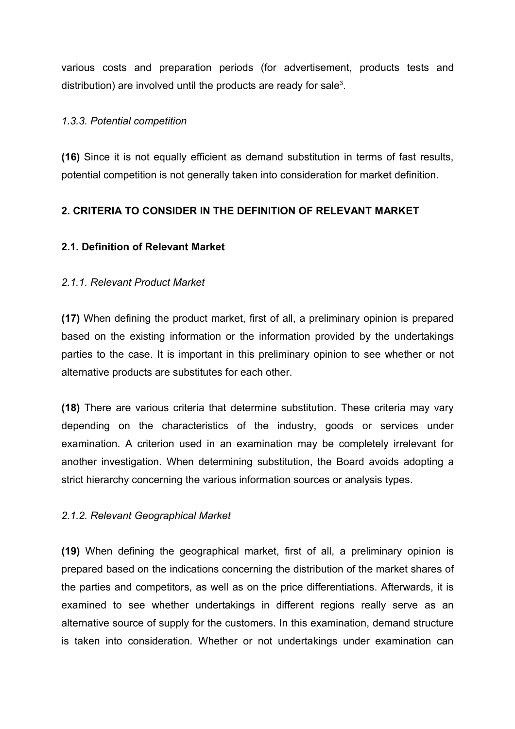various costs and preparation periods (for advertisement, products tests and distribution) are involved until the products are ready for sale[3].

*1.3.3. Potential competition*

**(16)** Since it is not equally efficient as demand substitution in terms of fast results, potential competition is not generally taken into consideration for market definition.

## 2. CRITERIA TO CONSIDER IN THE DEFINITION OF RELEVANT MARKET

### 2.1. Definition of Relevant Market

*2.1.1. Relevant Product Market*

**(17)** When defining the product market, first of all, a preliminary opinion is prepared based on the existing information or the information provided by the undertakings parties to the case. It is important in this preliminary opinion to see whether or not alternative products are substitutes for each other.

**(18)** There are various criteria that determine substitution. These criteria may vary depending on the characteristics of the industry, goods or services under examination. A criterion used in an examination may be completely irrelevant for another investigation. When determining substitution, the Board avoids adopting a strict hierarchy concerning the various information sources or analysis types.

*2.1.2. Relevant Geographical Market*

**(19)** When defining the geographical market, first of all, a preliminary opinion is prepared based on the indications concerning the distribution of the market shares of the parties and competitors, as well as on the price differentiations. Afterwards, it is examined to see whether undertakings in different regions really serve as an alternative source of supply for the customers. In this examination, demand structure is taken into consideration. Whether or not undertakings under examination can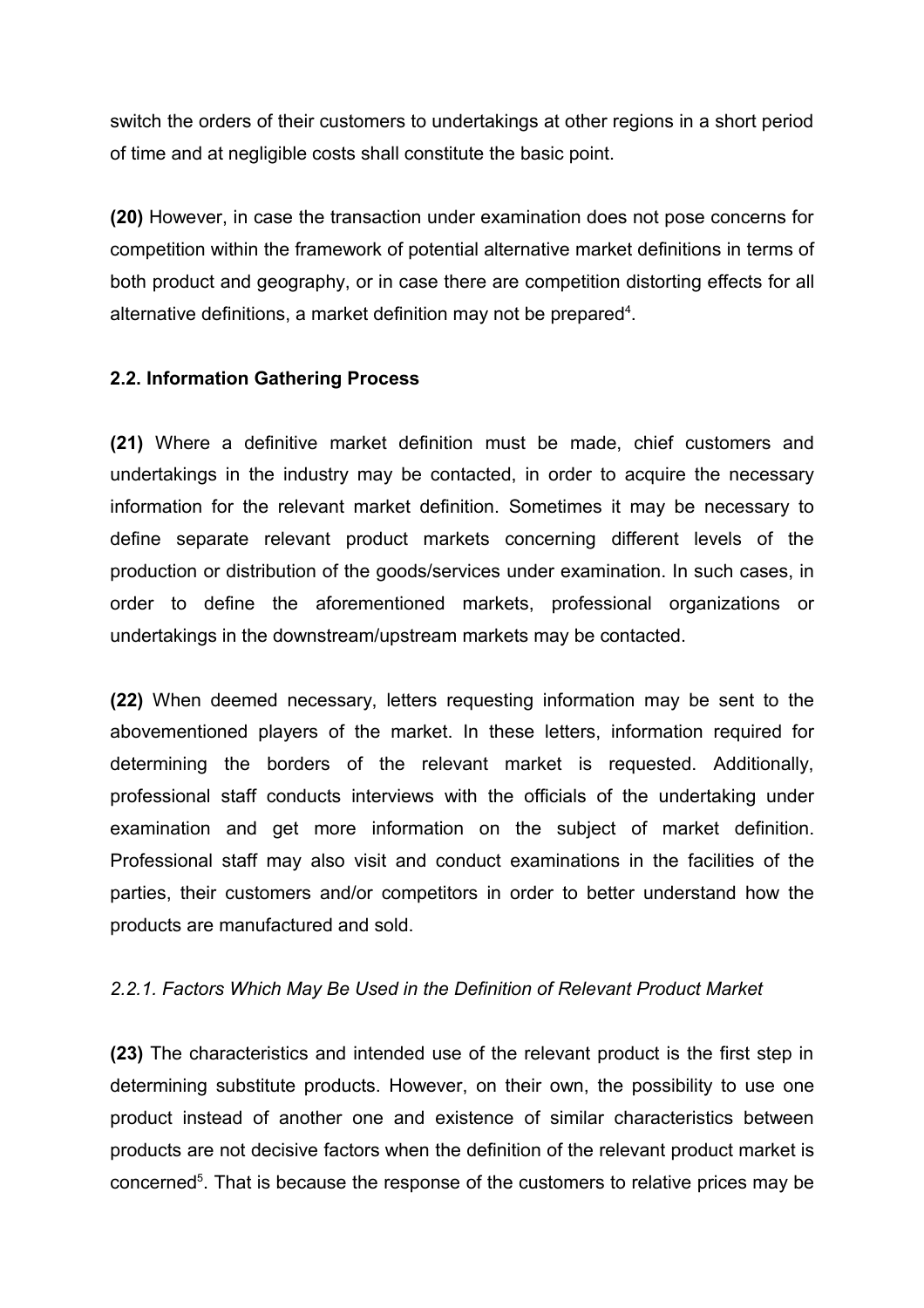switch the orders of their customers to undertakings at other regions in a short period of time and at negligible costs shall constitute the basic point.

**(20)** However, in case the transaction under examination does not pose concerns for competition within the framework of potential alternative market definitions in terms of both product and geography, or in case there are competition distorting effects for all alternative definitions, a market definition may not be prepared[4].

### 2.2. Information Gathering Process

**(21)** Where a definitive market definition must be made, chief customers and undertakings in the industry may be contacted, in order to acquire the necessary information for the relevant market definition. Sometimes it may be necessary to define separate relevant product markets concerning different levels of the production or distribution of the goods/services under examination. In such cases, in order to define the aforementioned markets, professional organizations or undertakings in the downstream/upstream markets may be contacted.

**(22)** When deemed necessary, letters requesting information may be sent to the abovementioned players of the market. In these letters, information required for determining the borders of the relevant market is requested. Additionally, professional staff conducts interviews with the officials of the undertaking under examination and get more information on the subject of market definition. Professional staff may also visit and conduct examinations in the facilities of the parties, their customers and/or competitors in order to better understand how the products are manufactured and sold.

#### *2.2.1. Factors Which May Be Used in the Definition of Relevant Product Market*

**(23)** The characteristics and intended use of the relevant product is the first step in determining substitute products. However, on their own, the possibility to use one product instead of another one and existence of similar characteristics between products are not decisive factors when the definition of the relevant product market is concerned[5]. That is because the response of the customers to relative prices may be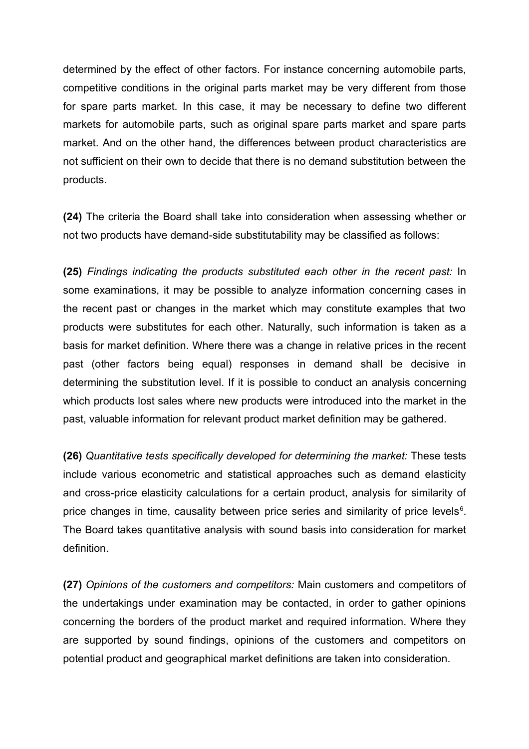determined by the effect of other factors. For instance concerning automobile parts, competitive conditions in the original parts market may be very different from those for spare parts market. In this case, it may be necessary to define two different markets for automobile parts, such as original spare parts market and spare parts market. And on the other hand, the differences between product characteristics are not sufficient on their own to decide that there is no demand substitution between the products.

**(24)** The criteria the Board shall take into consideration when assessing whether or not two products have demand-side substitutability may be classified as follows:

**(25)** *Findings indicating the products substituted each other in the recent past:* In some examinations, it may be possible to analyze information concerning cases in the recent past or changes in the market which may constitute examples that two products were substitutes for each other. Naturally, such information is taken as a basis for market definition. Where there was a change in relative prices in the recent past (other factors being equal) responses in demand shall be decisive in determining the substitution level. If it is possible to conduct an analysis concerning which products lost sales where new products were introduced into the market in the past, valuable information for relevant product market definition may be gathered.

**(26)** *Quantitative tests specifically developed for determining the market:* These tests include various econometric and statistical approaches such as demand elasticity and cross-price elasticity calculations for a certain product, analysis for similarity of price changes in time, causality between price series and similarity of price levels[6]. The Board takes quantitative analysis with sound basis into consideration for market definition.

**(27)** *Opinions of the customers and competitors:* Main customers and competitors of the undertakings under examination may be contacted, in order to gather opinions concerning the borders of the product market and required information. Where they are supported by sound findings, opinions of the customers and competitors on potential product and geographical market definitions are taken into consideration.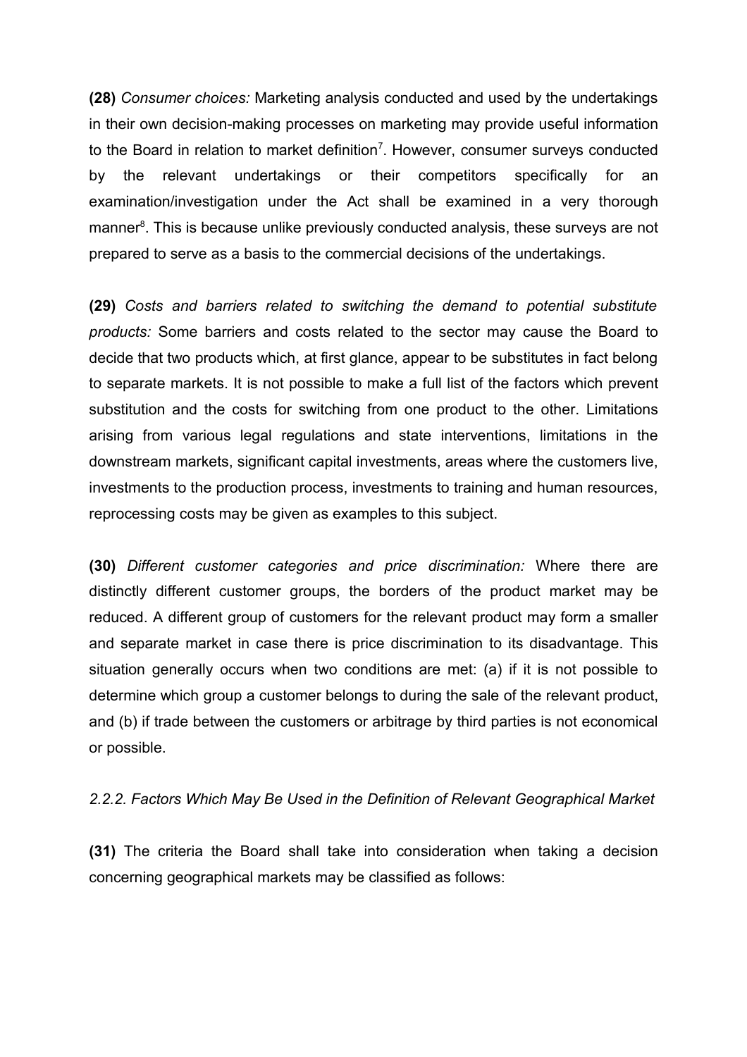**(28)** *Consumer choices:* Marketing analysis conducted and used by the undertakings in their own decision-making processes on marketing may provide useful information to the Board in relation to market definition[7]. However, consumer surveys conducted by the relevant undertakings or their competitors specifically for an examination/investigation under the Act shall be examined in a very thorough manner[8]. This is because unlike previously conducted analysis, these surveys are not prepared to serve as a basis to the commercial decisions of the undertakings.

**(29)** *Costs and barriers related to switching the demand to potential substitute products:* Some barriers and costs related to the sector may cause the Board to decide that two products which, at first glance, appear to be substitutes in fact belong to separate markets. It is not possible to make a full list of the factors which prevent substitution and the costs for switching from one product to the other. Limitations arising from various legal regulations and state interventions, limitations in the downstream markets, significant capital investments, areas where the customers live, investments to the production process, investments to training and human resources, reprocessing costs may be given as examples to this subject.

**(30)** *Different customer categories and price discrimination:* Where there are distinctly different customer groups, the borders of the product market may be reduced. A different group of customers for the relevant product may form a smaller and separate market in case there is price discrimination to its disadvantage. This situation generally occurs when two conditions are met: (a) if it is not possible to determine which group a customer belongs to during the sale of the relevant product, and (b) if trade between the customers or arbitrage by third parties is not economical or possible.

*2.2.2. Factors Which May Be Used in the Definition of Relevant Geographical Market*

**(31)** The criteria the Board shall take into consideration when taking a decision concerning geographical markets may be classified as follows: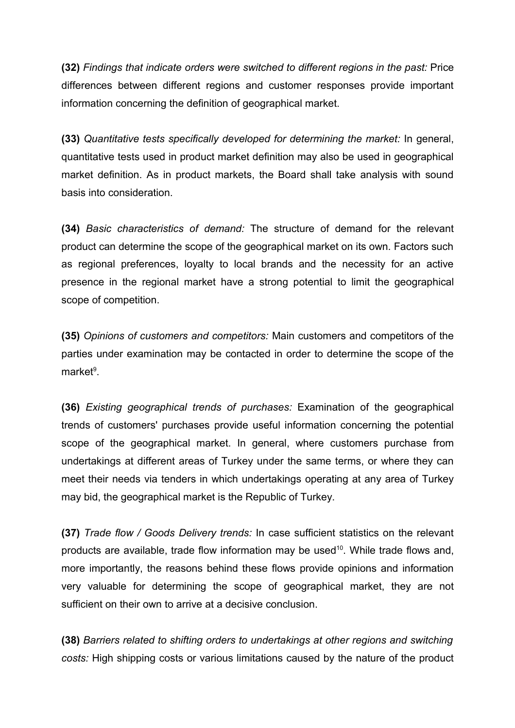**(32)** *Findings that indicate orders were switched to different regions in the past:* Price differences between different regions and customer responses provide important information concerning the definition of geographical market.

**(33)** *Quantitative tests specifically developed for determining the market:* In general, quantitative tests used in product market definition may also be used in geographical market definition. As in product markets, the Board shall take analysis with sound basis into consideration.

**(34)** *Basic characteristics of demand:* The structure of demand for the relevant product can determine the scope of the geographical market on its own. Factors such as regional preferences, loyalty to local brands and the necessity for an active presence in the regional market have a strong potential to limit the geographical scope of competition.

**(35)** *Opinions of customers and competitors:* Main customers and competitors of the parties under examination may be contacted in order to determine the scope of the market[9].

**(36)** *Existing geographical trends of purchases:* Examination of the geographical trends of customers' purchases provide useful information concerning the potential scope of the geographical market. In general, where customers purchase from undertakings at different areas of Turkey under the same terms, or where they can meet their needs via tenders in which undertakings operating at any area of Turkey may bid, the geographical market is the Republic of Turkey.

**(37)** *Trade flow / Goods Delivery trends:* In case sufficient statistics on the relevant products are available, trade flow information may be used[10]. While trade flows and, more importantly, the reasons behind these flows provide opinions and information very valuable for determining the scope of geographical market, they are not sufficient on their own to arrive at a decisive conclusion.

**(38)** *Barriers related to shifting orders to undertakings at other regions and switching costs:* High shipping costs or various limitations caused by the nature of the product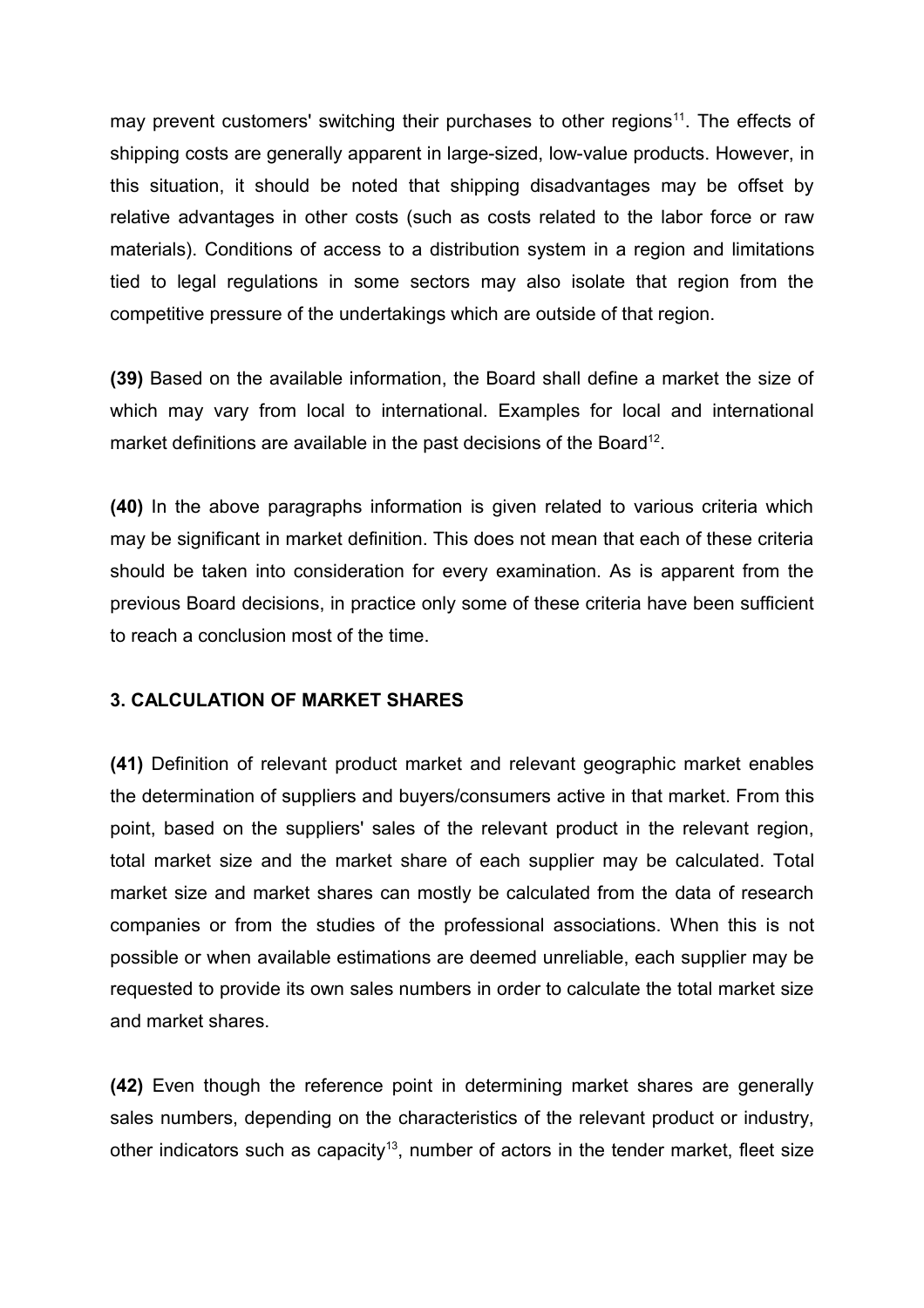may prevent customers' switching their purchases to other regions[11]. The effects of shipping costs are generally apparent in large-sized, low-value products. However, in this situation, it should be noted that shipping disadvantages may be offset by relative advantages in other costs (such as costs related to the labor force or raw materials). Conditions of access to a distribution system in a region and limitations tied to legal regulations in some sectors may also isolate that region from the competitive pressure of the undertakings which are outside of that region.

**(39)** Based on the available information, the Board shall define a market the size of which may vary from local to international. Examples for local and international market definitions are available in the past decisions of the Board[12].

**(40)** In the above paragraphs information is given related to various criteria which may be significant in market definition. This does not mean that each of these criteria should be taken into consideration for every examination. As is apparent from the previous Board decisions, in practice only some of these criteria have been sufficient to reach a conclusion most of the time.

### 3. CALCULATION OF MARKET SHARES

**(41)** Definition of relevant product market and relevant geographic market enables the determination of suppliers and buyers/consumers active in that market. From this point, based on the suppliers' sales of the relevant product in the relevant region, total market size and the market share of each supplier may be calculated. Total market size and market shares can mostly be calculated from the data of research companies or from the studies of the professional associations. When this is not possible or when available estimations are deemed unreliable, each supplier may be requested to provide its own sales numbers in order to calculate the total market size and market shares.

**(42)** Even though the reference point in determining market shares are generally sales numbers, depending on the characteristics of the relevant product or industry, other indicators such as capacity[13], number of actors in the tender market, fleet size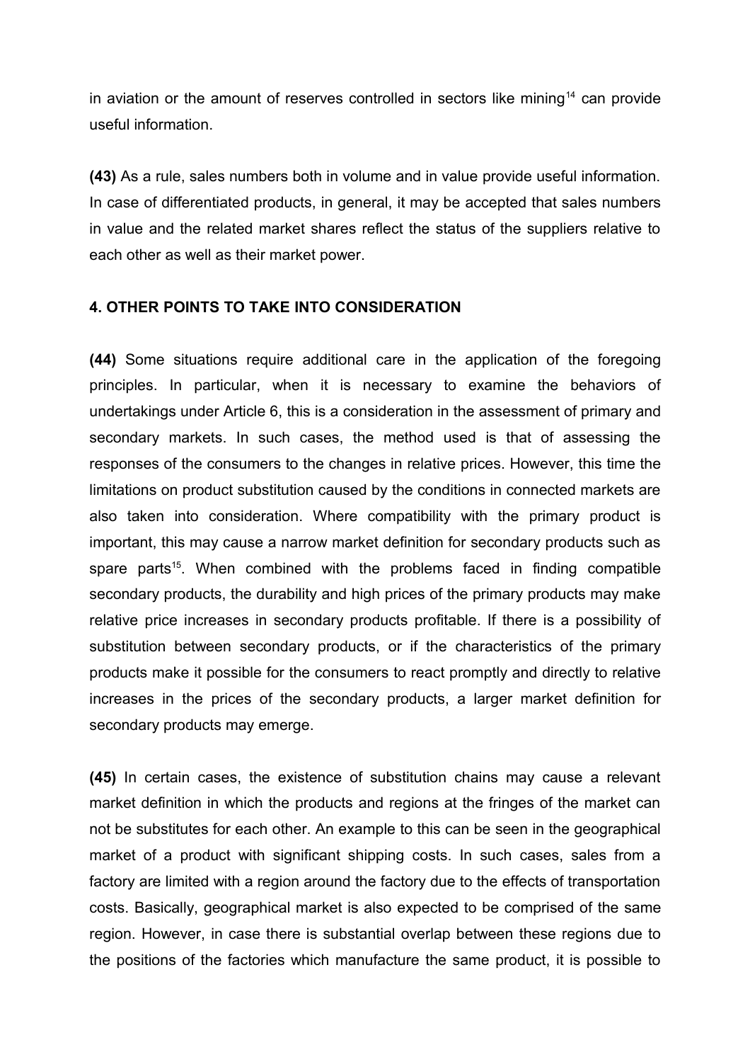in aviation or the amount of reserves controlled in sectors like mining[14] can provide useful information.

**(43)** As a rule, sales numbers both in volume and in value provide useful information. In case of differentiated products, in general, it may be accepted that sales numbers in value and the related market shares reflect the status of the suppliers relative to each other as well as their market power.

## 4. OTHER POINTS TO TAKE INTO CONSIDERATION

**(44)** Some situations require additional care in the application of the foregoing principles. In particular, when it is necessary to examine the behaviors of undertakings under Article 6, this is a consideration in the assessment of primary and secondary markets. In such cases, the method used is that of assessing the responses of the consumers to the changes in relative prices. However, this time the limitations on product substitution caused by the conditions in connected markets are also taken into consideration. Where compatibility with the primary product is important, this may cause a narrow market definition for secondary products such as spare parts[15]. When combined with the problems faced in finding compatible secondary products, the durability and high prices of the primary products may make relative price increases in secondary products profitable. If there is a possibility of substitution between secondary products, or if the characteristics of the primary products make it possible for the consumers to react promptly and directly to relative increases in the prices of the secondary products, a larger market definition for secondary products may emerge.

**(45)** In certain cases, the existence of substitution chains may cause a relevant market definition in which the products and regions at the fringes of the market can not be substitutes for each other. An example to this can be seen in the geographical market of a product with significant shipping costs. In such cases, sales from a factory are limited with a region around the factory due to the effects of transportation costs. Basically, geographical market is also expected to be comprised of the same region. However, in case there is substantial overlap between these regions due to the positions of the factories which manufacture the same product, it is possible to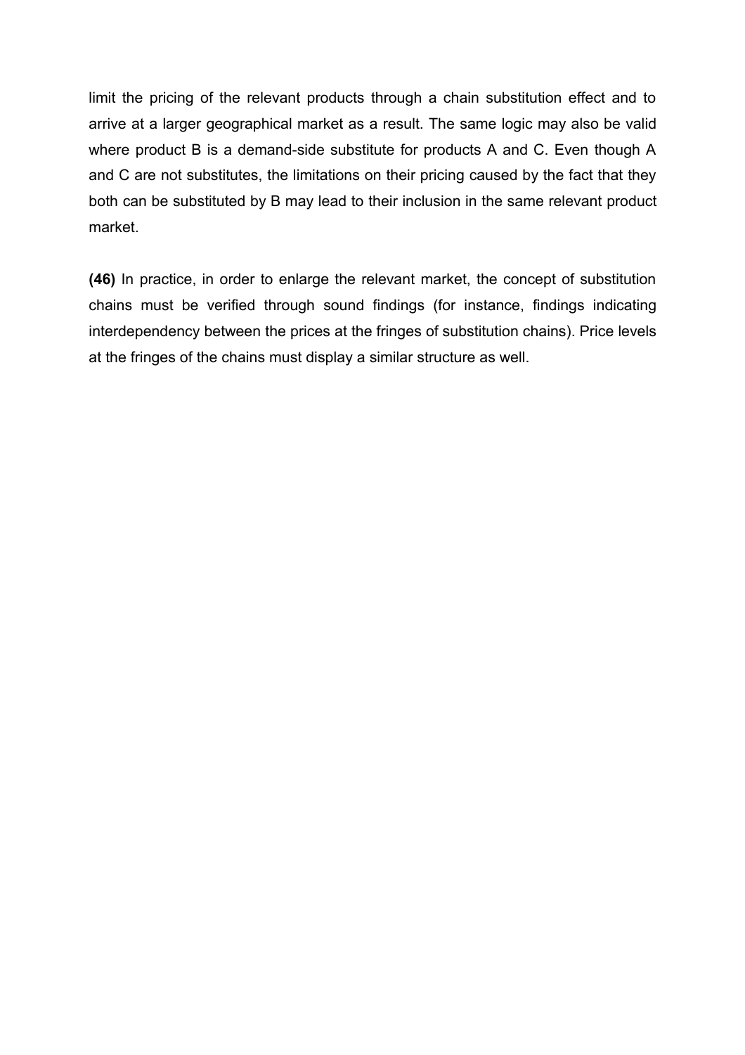limit the pricing of the relevant products through a chain substitution effect and to arrive at a larger geographical market as a result. The same logic may also be valid where product B is a demand-side substitute for products A and C. Even though A and C are not substitutes, the limitations on their pricing caused by the fact that they both can be substituted by B may lead to their inclusion in the same relevant product market.

**(46)** In practice, in order to enlarge the relevant market, the concept of substitution chains must be verified through sound findings (for instance, findings indicating interdependency between the prices at the fringes of substitution chains). Price levels at the fringes of the chains must display a similar structure as well.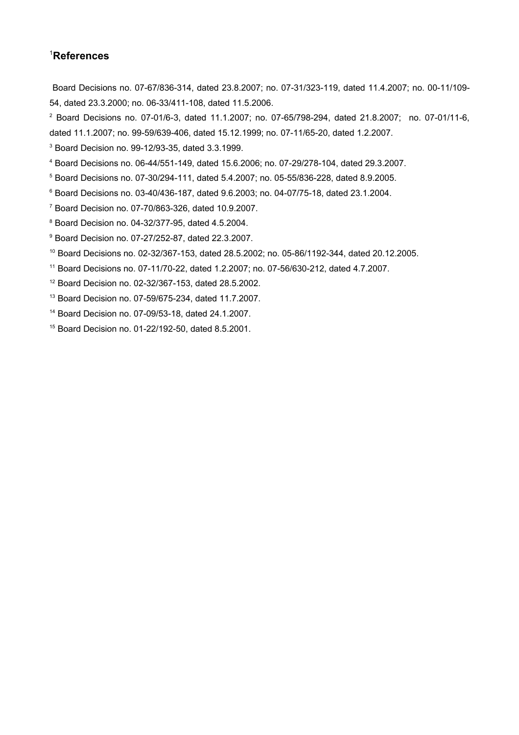## [1]References

Board Decisions no. 07-67/836-314, dated 23.8.2007; no. 07-31/323-119, dated 11.4.2007; no. 00-11/109-54, dated 23.3.2000; no. 06-33/411-108, dated 11.5.2006.

[2] Board Decisions no. 07-01/6-3, dated 11.1.2007; no. 07-65/798-294, dated 21.8.2007; no. 07-01/11-6, dated 11.1.2007; no. 99-59/639-406, dated 15.12.1999; no. 07-11/65-20, dated 1.2.2007.

[3] Board Decision no. 99-12/93-35, dated 3.3.1999.

[4] Board Decisions no. 06-44/551-149, dated 15.6.2006; no. 07-29/278-104, dated 29.3.2007.

[5] Board Decisions no. 07-30/294-111, dated 5.4.2007; no. 05-55/836-228, dated 8.9.2005.

[6] Board Decisions no. 03-40/436-187, dated 9.6.2003; no. 04-07/75-18, dated 23.1.2004.

[7] Board Decision no. 07-70/863-326, dated 10.9.2007.

[8] Board Decision no. 04-32/377-95, dated 4.5.2004.

[9] Board Decision no. 07-27/252-87, dated 22.3.2007.

[10] Board Decisions no. 02-32/367-153, dated 28.5.2002; no. 05-86/1192-344, dated 20.12.2005.

[11] Board Decisions no. 07-11/70-22, dated 1.2.2007; no. 07-56/630-212, dated 4.7.2007.

[12] Board Decision no. 02-32/367-153, dated 28.5.2002.

[13] Board Decision no. 07-59/675-234, dated 11.7.2007.

[14] Board Decision no. 07-09/53-18, dated 24.1.2007.

[15] Board Decision no. 01-22/192-50, dated 8.5.2001.